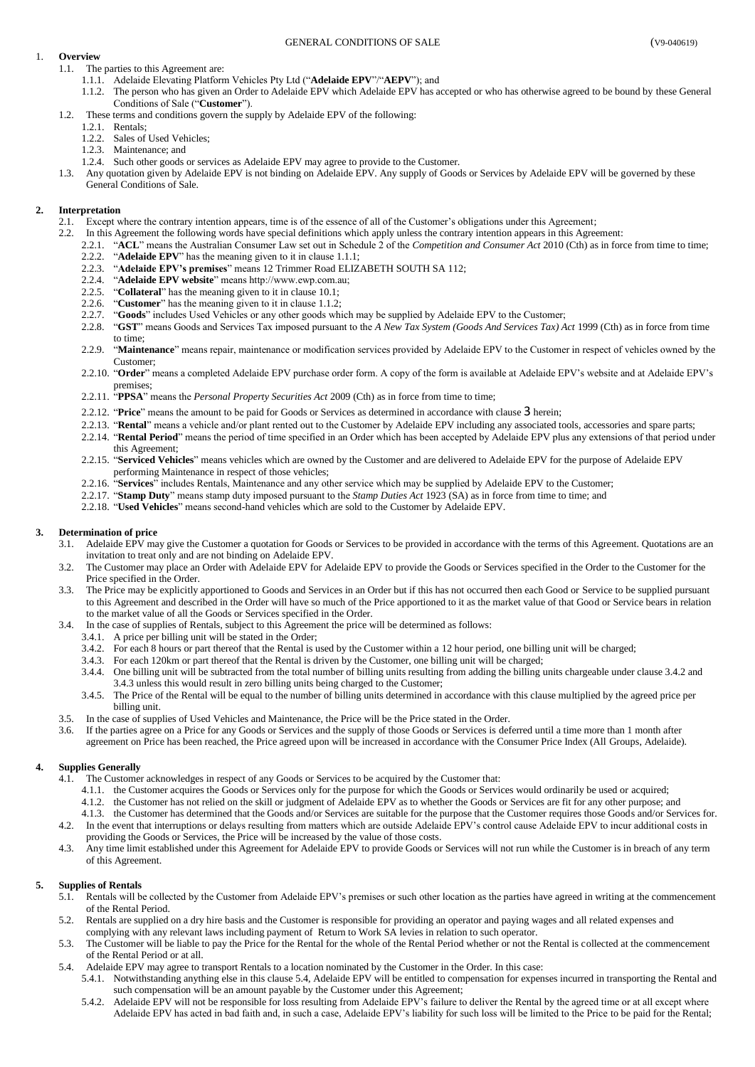# GENERAL CONDITIONS OF SALE

(V9-040619)

## 1. Overview

1.1. The parties to this Agreement are:

1.1.1. Adelaide Elevating Platform Vehicles Pty Ltd ("**Adelaide EPV**"/"**AEPV**"); and

1.1.2. The person who has given an Order to Adelaide EPV which Adelaide EPV has accepted or who has otherwise agreed to be bound by these General Conditions of Sale ("**Customer**").

1.2. These terms and conditions govern the supply by Adelaide EPV of the following:

1.2.1. Rentals;

1.2.2. Sales of Used Vehicles;

1.2.3. Maintenance; and

1.2.4. Such other goods or services as Adelaide EPV may agree to provide to the Customer.

1.3. Any quotation given by Adelaide EPV is not binding on Adelaide EPV. Any supply of Goods or Services by Adelaide EPV will be governed by these General Conditions of Sale.

## 2. Interpretation

2.1. Except where the contrary intention appears, time is of the essence of all of the Customer's obligations under this Agreement;

2.2. In this Agreement the following words have special definitions which apply unless the contrary intention appears in this Agreement:

2.2.1. "**ACL**" means the Australian Consumer Law set out in Schedule 2 of the *Competition and Consumer Act* 2010 (Cth) as in force from time to time;

2.2.2. "**Adelaide EPV**" has the meaning given to it in clause 1.1.1;

2.2.3. "**Adelaide EPV's premises**" means 12 Trimmer Road ELIZABETH SOUTH SA 112;

2.2.4. "**Adelaide EPV website**" means http://www.ewp.com.au;

2.2.5. "**Collateral**" has the meaning given to it in clause 10.1;

2.2.6. "**Customer**" has the meaning given to it in clause 1.1.2;

2.2.7. "**Goods**" includes Used Vehicles or any other goods which may be supplied by Adelaide EPV to the Customer;

2.2.8. "**GST**" means Goods and Services Tax imposed pursuant to the *A New Tax System (Goods And Services Tax) Act* 1999 (Cth) as in force from time to time;

2.2.9. "**Maintenance**" means repair, maintenance or modification services provided by Adelaide EPV to the Customer in respect of vehicles owned by the Customer;

2.2.10. "**Order**" means a completed Adelaide EPV purchase order form. A copy of the form is available at Adelaide EPV's website and at Adelaide EPV's premises;

2.2.11. "**PPSA**" means the *Personal Property Securities Act* 2009 (Cth) as in force from time to time;

2.2.12. "**Price**" means the amount to be paid for Goods or Services as determined in accordance with clause 3 herein;

2.2.13. "**Rental**" means a vehicle and/or plant rented out to the Customer by Adelaide EPV including any associated tools, accessories and spare parts;

2.2.14. "**Rental Period**" means the period of time specified in an Order which has been accepted by Adelaide EPV plus any extensions of that period under this Agreement;

2.2.15. "**Serviced Vehicles**" means vehicles which are owned by the Customer and are delivered to Adelaide EPV for the purpose of Adelaide EPV performing Maintenance in respect of those vehicles;

2.2.16. "**Services**" includes Rentals, Maintenance and any other service which may be supplied by Adelaide EPV to the Customer;

2.2.17. "**Stamp Duty**" means stamp duty imposed pursuant to the *Stamp Duties Act* 1923 (SA) as in force from time to time; and

2.2.18. "**Used Vehicles**" means second-hand vehicles which are sold to the Customer by Adelaide EPV.

## 3. Determination of price

3.1. Adelaide EPV may give the Customer a quotation for Goods or Services to be provided in accordance with the terms of this Agreement. Quotations are an invitation to treat only and are not binding on Adelaide EPV.

3.2. The Customer may place an Order with Adelaide EPV for Adelaide EPV to provide the Goods or Services specified in the Order to the Customer for the Price specified in the Order.

3.3. The Price may be explicitly apportioned to Goods and Services in an Order but if this has not occurred then each Good or Service to be supplied pursuant to this Agreement and described in the Order will have so much of the Price apportioned to it as the market value of that Good or Service bears in relation to the market value of all the Goods or Services specified in the Order.

3.4. In the case of supplies of Rentals, subject to this Agreement the price will be determined as follows:

3.4.1. A price per billing unit will be stated in the Order;

3.4.2. For each 8 hours or part thereof that the Rental is used by the Customer within a 12 hour period, one billing unit will be charged;

3.4.3. For each 120km or part thereof that the Rental is driven by the Customer, one billing unit will be charged;

3.4.4. One billing unit will be subtracted from the total number of billing units resulting from adding the billing units chargeable under clause 3.4.2 and 3.4.3 unless this would result in zero billing units being charged to the Customer;

3.4.5. The Price of the Rental will be equal to the number of billing units determined in accordance with this clause multiplied by the agreed price per billing unit.

3.5. In the case of supplies of Used Vehicles and Maintenance, the Price will be the Price stated in the Order.

3.6. If the parties agree on a Price for any Goods or Services and the supply of those Goods or Services is deferred until a time more than 1 month after agreement on Price has been reached, the Price agreed upon will be increased in accordance with the Consumer Price Index (All Groups, Adelaide).

## 4. Supplies Generally

4.1. The Customer acknowledges in respect of any Goods or Services to be acquired by the Customer that:

4.1.1. the Customer acquires the Goods or Services only for the purpose for which the Goods or Services would ordinarily be used or acquired;

4.1.2. the Customer has not relied on the skill or judgment of Adelaide EPV as to whether the Goods or Services are fit for any other purpose; and

4.1.3. the Customer has determined that the Goods and/or Services are suitable for the purpose that the Customer requires those Goods and/or Services for.

4.2. In the event that interruptions or delays resulting from matters which are outside Adelaide EPV's control cause Adelaide EPV to incur additional costs in providing the Goods or Services, the Price will be increased by the value of those costs.

4.3. Any time limit established under this Agreement for Adelaide EPV to provide Goods or Services will not run while the Customer is in breach of any term of this Agreement.

## 5. Supplies of Rentals

5.1. Rentals will be collected by the Customer from Adelaide EPV's premises or such other location as the parties have agreed in writing at the commencement of the Rental Period.

5.2. Rentals are supplied on a dry hire basis and the Customer is responsible for providing an operator and paying wages and all related expenses and complying with any relevant laws including payment of Return to Work SA levies in relation to such operator.

5.3. The Customer will be liable to pay the Price for the Rental for the whole of the Rental Period whether or not the Rental is collected at the commencement of the Rental Period or at all.

5.4. Adelaide EPV may agree to transport Rentals to a location nominated by the Customer in the Order. In this case:

5.4.1. Notwithstanding anything else in this clause 5.4, Adelaide EPV will be entitled to compensation for expenses incurred in transporting the Rental and such compensation will be an amount payable by the Customer under this Agreement;

5.4.2. Adelaide EPV will not be responsible for loss resulting from Adelaide EPV's failure to deliver the Rental by the agreed time or at all except where Adelaide EPV has acted in bad faith and, in such a case, Adelaide EPV's liability for such loss will be limited to the Price to be paid for the Rental;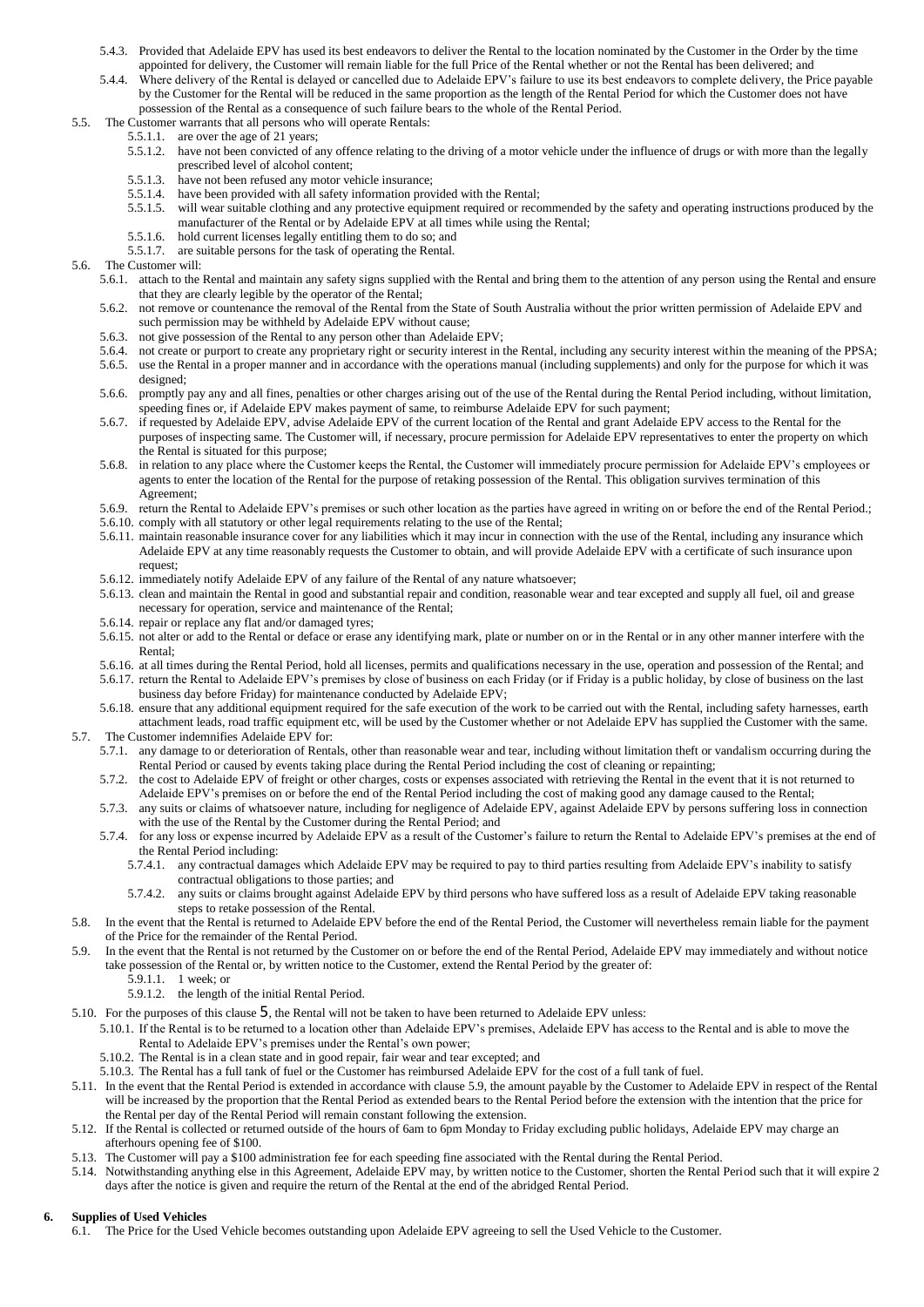5.4.3. Provided that Adelaide EPV has used its best endeavors to deliver the Rental to the location nominated by the Customer in the Order by the time appointed for delivery, the Customer will remain liable for the full Price of the Rental whether or not the Rental has been delivered; and

5.4.4. Where delivery of the Rental is delayed or cancelled due to Adelaide EPV's failure to use its best endeavors to complete delivery, the Price payable by the Customer for the Rental will be reduced in the same proportion as the length of the Rental Period for which the Customer does not have possession of the Rental as a consequence of such failure bears to the whole of the Rental Period.

5.5. The Customer warrants that all persons who will operate Rentals:

5.5.1.1. are over the age of 21 years;

5.5.1.2. have not been convicted of any offence relating to the driving of a motor vehicle under the influence of drugs or with more than the legally prescribed level of alcohol content;

5.5.1.3. have not been refused any motor vehicle insurance;

5.5.1.4. have been provided with all safety information provided with the Rental;

5.5.1.5. will wear suitable clothing and any protective equipment required or recommended by the safety and operating instructions produced by the manufacturer of the Rental or by Adelaide EPV at all times while using the Rental;

5.5.1.6. hold current licenses legally entitling them to do so; and

5.5.1.7. are suitable persons for the task of operating the Rental.

5.6. The Customer will:

5.6.1. attach to the Rental and maintain any safety signs supplied with the Rental and bring them to the attention of any person using the Rental and ensure that they are clearly legible by the operator of the Rental;

5.6.2. not remove or countenance the removal of the Rental from the State of South Australia without the prior written permission of Adelaide EPV and such permission may be withheld by Adelaide EPV without cause;

5.6.3. not give possession of the Rental to any person other than Adelaide EPV;

5.6.4. not create or purport to create any proprietary right or security interest in the Rental, including any security interest within the meaning of the PPSA;

5.6.5. use the Rental in a proper manner and in accordance with the operations manual (including supplements) and only for the purpose for which it was designed;

5.6.6. promptly pay any and all fines, penalties or other charges arising out of the use of the Rental during the Rental Period including, without limitation, speeding fines or, if Adelaide EPV makes payment of same, to reimburse Adelaide EPV for such payment;

5.6.7. if requested by Adelaide EPV, advise Adelaide EPV of the current location of the Rental and grant Adelaide EPV access to the Rental for the purposes of inspecting same. The Customer will, if necessary, procure permission for Adelaide EPV representatives to enter the property on which the Rental is situated for this purpose;

5.6.8. in relation to any place where the Customer keeps the Rental, the Customer will immediately procure permission for Adelaide EPV's employees or agents to enter the location of the Rental for the purpose of retaking possession of the Rental. This obligation survives termination of this Agreement;

5.6.9. return the Rental to Adelaide EPV's premises or such other location as the parties have agreed in writing on or before the end of the Rental Period.;

5.6.10. comply with all statutory or other legal requirements relating to the use of the Rental;

5.6.11. maintain reasonable insurance cover for any liabilities which it may incur in connection with the use of the Rental, including any insurance which Adelaide EPV at any time reasonably requests the Customer to obtain, and will provide Adelaide EPV with a certificate of such insurance upon request;

5.6.12. immediately notify Adelaide EPV of any failure of the Rental of any nature whatsoever;

5.6.13. clean and maintain the Rental in good and substantial repair and condition, reasonable wear and tear excepted and supply all fuel, oil and grease necessary for operation, service and maintenance of the Rental;

5.6.14. repair or replace any flat and/or damaged tyres;

5.6.15. not alter or add to the Rental or deface or erase any identifying mark, plate or number on or in the Rental or in any other manner interfere with the Rental;

5.6.16. at all times during the Rental Period, hold all licenses, permits and qualifications necessary in the use, operation and possession of the Rental; and

5.6.17. return the Rental to Adelaide EPV's premises by close of business on each Friday (or if Friday is a public holiday, by close of business on the last business day before Friday) for maintenance conducted by Adelaide EPV;

5.6.18. ensure that any additional equipment required for the safe execution of the work to be carried out with the Rental, including safety harnesses, earth attachment leads, road traffic equipment etc, will be used by the Customer whether or not Adelaide EPV has supplied the Customer with the same.

5.7. The Customer indemnifies Adelaide EPV for:

5.7.1. any damage to or deterioration of Rentals, other than reasonable wear and tear, including without limitation theft or vandalism occurring during the Rental Period or caused by events taking place during the Rental Period including the cost of cleaning or repainting;

5.7.2. the cost to Adelaide EPV of freight or other charges, costs or expenses associated with retrieving the Rental in the event that it is not returned to Adelaide EPV's premises on or before the end of the Rental Period including the cost of making good any damage caused to the Rental;

5.7.3. any suits or claims of whatsoever nature, including for negligence of Adelaide EPV, against Adelaide EPV by persons suffering loss in connection with the use of the Rental by the Customer during the Rental Period; and

5.7.4. for any loss or expense incurred by Adelaide EPV as a result of the Customer's failure to return the Rental to Adelaide EPV's premises at the end of the Rental Period including:

5.7.4.1. any contractual damages which Adelaide EPV may be required to pay to third parties resulting from Adelaide EPV's inability to satisfy contractual obligations to those parties; and

5.7.4.2. any suits or claims brought against Adelaide EPV by third persons who have suffered loss as a result of Adelaide EPV taking reasonable steps to retake possession of the Rental.

5.8. In the event that the Rental is returned to Adelaide EPV before the end of the Rental Period, the Customer will nevertheless remain liable for the payment of the Price for the remainder of the Rental Period.

5.9. In the event that the Rental is not returned by the Customer on or before the end of the Rental Period, Adelaide EPV may immediately and without notice take possession of the Rental or, by written notice to the Customer, extend the Rental Period by the greater of:

5.9.1.1. 1 week; or

5.9.1.2. the length of the initial Rental Period.

5.10. For the purposes of this clause 5, the Rental will not be taken to have been returned to Adelaide EPV unless:

5.10.1. If the Rental is to be returned to a location other than Adelaide EPV's premises, Adelaide EPV has access to the Rental and is able to move the Rental to Adelaide EPV's premises under the Rental's own power;

5.10.2. The Rental is in a clean state and in good repair, fair wear and tear excepted; and

5.10.3. The Rental has a full tank of fuel or the Customer has reimbursed Adelaide EPV for the cost of a full tank of fuel.

5.11. In the event that the Rental Period is extended in accordance with clause 5.9, the amount payable by the Customer to Adelaide EPV in respect of the Rental will be increased by the proportion that the Rental Period as extended bears to the Rental Period before the extension with the intention that the price for the Rental per day of the Rental Period will remain constant following the extension.

5.12. If the Rental is collected or returned outside of the hours of 6am to 6pm Monday to Friday excluding public holidays, Adelaide EPV may charge an afterhours opening fee of $100.

5.13. The Customer will pay a $100 administration fee for each speeding fine associated with the Rental during the Rental Period.

5.14. Notwithstanding anything else in this Agreement, Adelaide EPV may, by written notice to the Customer, shorten the Rental Period such that it will expire 2 days after the notice is given and require the return of the Rental at the end of the abridged Rental Period.

## 6. Supplies of Used Vehicles

6.1. The Price for the Used Vehicle becomes outstanding upon Adelaide EPV agreeing to sell the Used Vehicle to the Customer.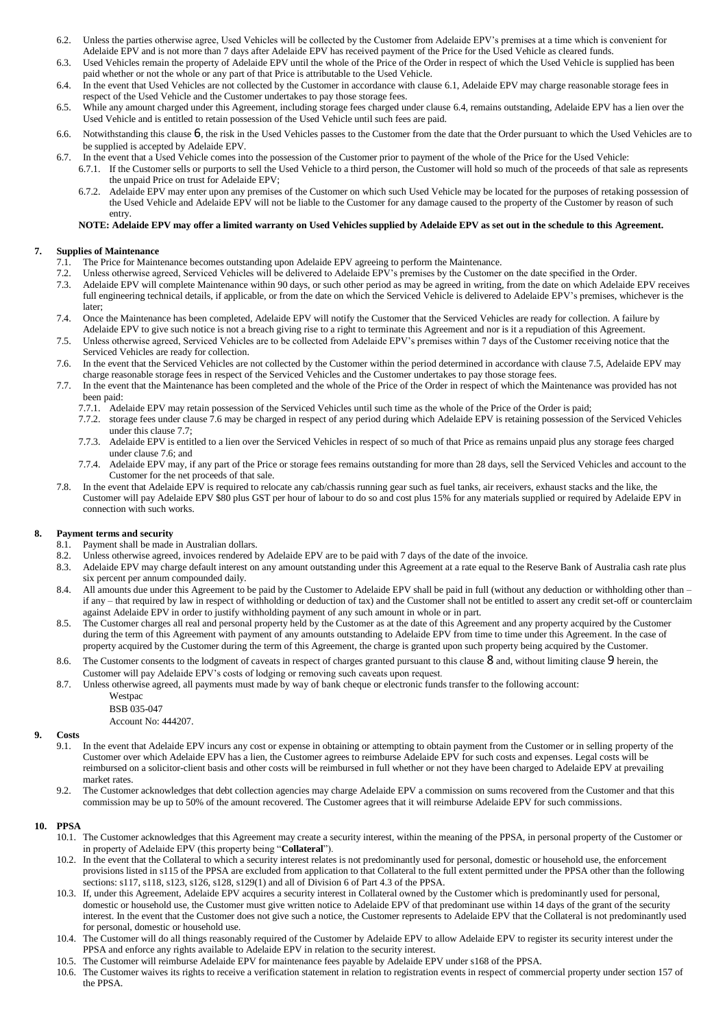6.2. Unless the parties otherwise agree, Used Vehicles will be collected by the Customer from Adelaide EPV's premises at a time which is convenient for Adelaide EPV and is not more than 7 days after Adelaide EPV has received payment of the Price for the Used Vehicle as cleared funds.

6.3. Used Vehicles remain the property of Adelaide EPV until the whole of the Price of the Order in respect of which the Used Vehicle is supplied has been paid whether or not the whole or any part of that Price is attributable to the Used Vehicle.

6.4. In the event that Used Vehicles are not collected by the Customer in accordance with clause 6.1, Adelaide EPV may charge reasonable storage fees in respect of the Used Vehicle and the Customer undertakes to pay those storage fees.

6.5. While any amount charged under this Agreement, including storage fees charged under clause 6.4, remains outstanding, Adelaide EPV has a lien over the Used Vehicle and is entitled to retain possession of the Used Vehicle until such fees are paid.

6.6. Notwithstanding this clause 6, the risk in the Used Vehicles passes to the Customer from the date that the Order pursuant to which the Used Vehicles are to be supplied is accepted by Adelaide EPV.

6.7. In the event that a Used Vehicle comes into the possession of the Customer prior to payment of the whole of the Price for the Used Vehicle:

6.7.1. If the Customer sells or purports to sell the Used Vehicle to a third person, the Customer will hold so much of the proceeds of that sale as represents the unpaid Price on trust for Adelaide EPV;

6.7.2. Adelaide EPV may enter upon any premises of the Customer on which such Used Vehicle may be located for the purposes of retaking possession of the Used Vehicle and Adelaide EPV will not be liable to the Customer for any damage caused to the property of the Customer by reason of such entry.

**NOTE: Adelaide EPV may offer a limited warranty on Used Vehicles supplied by Adelaide EPV as set out in the schedule to this Agreement.**

## 7. Supplies of Maintenance

7.1. The Price for Maintenance becomes outstanding upon Adelaide EPV agreeing to perform the Maintenance.

7.2. Unless otherwise agreed, Serviced Vehicles will be delivered to Adelaide EPV's premises by the Customer on the date specified in the Order.

7.3. Adelaide EPV will complete Maintenance within 90 days, or such other period as may be agreed in writing, from the date on which Adelaide EPV receives full engineering technical details, if applicable, or from the date on which the Serviced Vehicle is delivered to Adelaide EPV's premises, whichever is the later;

7.4. Once the Maintenance has been completed, Adelaide EPV will notify the Customer that the Serviced Vehicles are ready for collection. A failure by Adelaide EPV to give such notice is not a breach giving rise to a right to terminate this Agreement and nor is it a repudiation of this Agreement.

7.5. Unless otherwise agreed, Serviced Vehicles are to be collected from Adelaide EPV's premises within 7 days of the Customer receiving notice that the Serviced Vehicles are ready for collection.

7.6. In the event that the Serviced Vehicles are not collected by the Customer within the period determined in accordance with clause 7.5, Adelaide EPV may charge reasonable storage fees in respect of the Serviced Vehicles and the Customer undertakes to pay those storage fees.

7.7. In the event that the Maintenance has been completed and the whole of the Price of the Order in respect of which the Maintenance was provided has not been paid:

7.7.1. Adelaide EPV may retain possession of the Serviced Vehicles until such time as the whole of the Price of the Order is paid;

7.7.2. storage fees under clause 7.6 may be charged in respect of any period during which Adelaide EPV is retaining possession of the Serviced Vehicles under this clause 7.7;

7.7.3. Adelaide EPV is entitled to a lien over the Serviced Vehicles in respect of so much of that Price as remains unpaid plus any storage fees charged under clause 7.6; and

7.7.4. Adelaide EPV may, if any part of the Price or storage fees remains outstanding for more than 28 days, sell the Serviced Vehicles and account to the Customer for the net proceeds of that sale.

7.8. In the event that Adelaide EPV is required to relocate any cab/chassis running gear such as fuel tanks, air receivers, exhaust stacks and the like, the Customer will pay Adelaide EPV $80 plus GST per hour of labour to do so and cost plus 15% for any materials supplied or required by Adelaide EPV in connection with such works.

## 8. Payment terms and security

8.1. Payment shall be made in Australian dollars.

8.2. Unless otherwise agreed, invoices rendered by Adelaide EPV are to be paid with 7 days of the date of the invoice.

8.3. Adelaide EPV may charge default interest on any amount outstanding under this Agreement at a rate equal to the Reserve Bank of Australia cash rate plus six percent per annum compounded daily.

8.4. All amounts due under this Agreement to be paid by the Customer to Adelaide EPV shall be paid in full (without any deduction or withholding other than – if any – that required by law in respect of withholding or deduction of tax) and the Customer shall not be entitled to assert any credit set-off or counterclaim against Adelaide EPV in order to justify withholding payment of any such amount in whole or in part.

8.5. The Customer charges all real and personal property held by the Customer as at the date of this Agreement and any property acquired by the Customer during the term of this Agreement with payment of any amounts outstanding to Adelaide EPV from time to time under this Agreement. In the case of property acquired by the Customer during the term of this Agreement, the charge is granted upon such property being acquired by the Customer.

8.6. The Customer consents to the lodgment of caveats in respect of charges granted pursuant to this clause 8 and, without limiting clause 9 herein, the Customer will pay Adelaide EPV's costs of lodging or removing such caveats upon request.

8.7. Unless otherwise agreed, all payments must made by way of bank cheque or electronic funds transfer to the following account:

Westpac
BSB 035-047
Account No: 444207.

## 9. Costs

9.1. In the event that Adelaide EPV incurs any cost or expense in obtaining or attempting to obtain payment from the Customer or in selling property of the Customer over which Adelaide EPV has a lien, the Customer agrees to reimburse Adelaide EPV for such costs and expenses. Legal costs will be reimbursed on a solicitor-client basis and other costs will be reimbursed in full whether or not they have been charged to Adelaide EPV at prevailing market rates.

9.2. The Customer acknowledges that debt collection agencies may charge Adelaide EPV a commission on sums recovered from the Customer and that this commission may be up to 50% of the amount recovered. The Customer agrees that it will reimburse Adelaide EPV for such commissions.

## 10. PPSA

10.1. The Customer acknowledges that this Agreement may create a security interest, within the meaning of the PPSA, in personal property of the Customer or in property of Adelaide EPV (this property being "**Collateral**").

10.2. In the event that the Collateral to which a security interest relates is not predominantly used for personal, domestic or household use, the enforcement provisions listed in s115 of the PPSA are excluded from application to that Collateral to the full extent permitted under the PPSA other than the following sections: s117, s118, s123, s126, s128, s129(1) and all of Division 6 of Part 4.3 of the PPSA.

10.3. If, under this Agreement, Adelaide EPV acquires a security interest in Collateral owned by the Customer which is predominantly used for personal, domestic or household use, the Customer must give written notice to Adelaide EPV of that predominant use within 14 days of the grant of the security interest. In the event that the Customer does not give such a notice, the Customer represents to Adelaide EPV that the Collateral is not predominantly used for personal, domestic or household use.

10.4. The Customer will do all things reasonably required of the Customer by Adelaide EPV to allow Adelaide EPV to register its security interest under the PPSA and enforce any rights available to Adelaide EPV in relation to the security interest.

10.5. The Customer will reimburse Adelaide EPV for maintenance fees payable by Adelaide EPV under s168 of the PPSA.

10.6. The Customer waives its rights to receive a verification statement in relation to registration events in respect of commercial property under section 157 of the PPSA.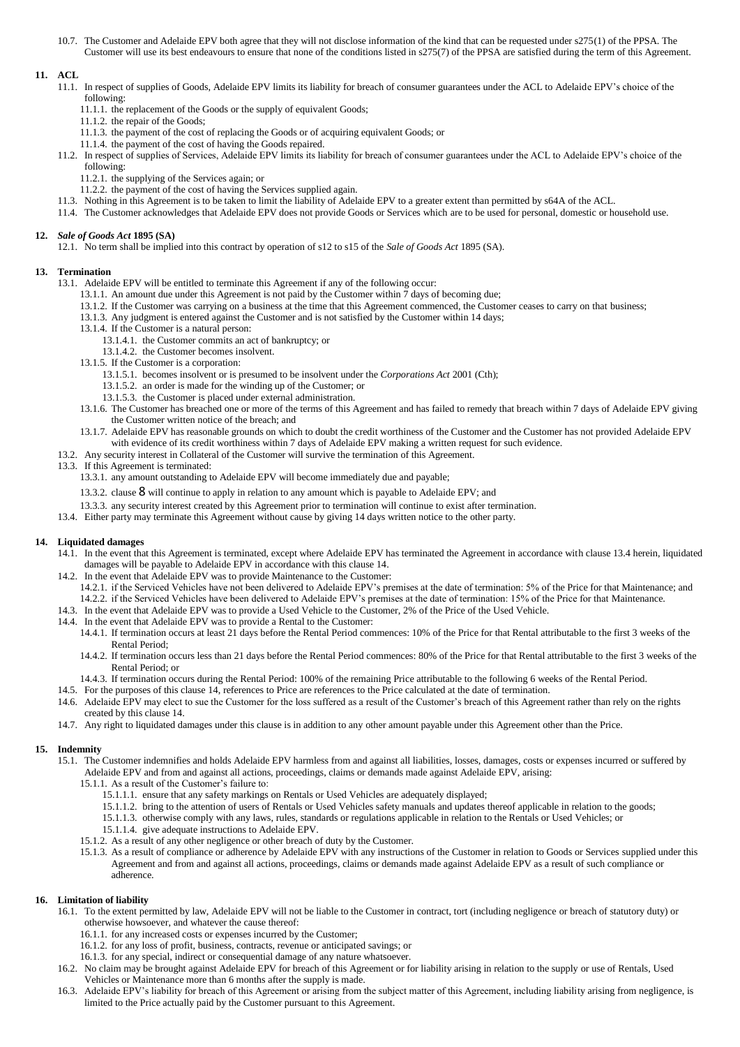10.7. The Customer and Adelaide EPV both agree that they will not disclose information of the kind that can be requested under s275(1) of the PPSA. The Customer will use its best endeavours to ensure that none of the conditions listed in s275(7) of the PPSA are satisfied during the term of this Agreement.

## 11. ACL

11.1. In respect of supplies of Goods, Adelaide EPV limits its liability for breach of consumer guarantees under the ACL to Adelaide EPV's choice of the following:

- 11.1.1. the replacement of the Goods or the supply of equivalent Goods;
- 11.1.2. the repair of the Goods;
- 11.1.3. the payment of the cost of replacing the Goods or of acquiring equivalent Goods; or
- 11.1.4. the payment of the cost of having the Goods repaired.

11.2. In respect of supplies of Services, Adelaide EPV limits its liability for breach of consumer guarantees under the ACL to Adelaide EPV's choice of the following:

- 11.2.1. the supplying of the Services again; or
- 11.2.2. the payment of the cost of having the Services supplied again.

11.3. Nothing in this Agreement is to be taken to limit the liability of Adelaide EPV to a greater extent than permitted by s64A of the ACL.

11.4. The Customer acknowledges that Adelaide EPV does not provide Goods or Services which are to be used for personal, domestic or household use.

## 12. *Sale of Goods Act* 1895 (SA)

12.1. No term shall be implied into this contract by operation of s12 to s15 of the *Sale of Goods Act* 1895 (SA).

## 13. Termination

13.1. Adelaide EPV will be entitled to terminate this Agreement if any of the following occur:

- 13.1.1. An amount due under this Agreement is not paid by the Customer within 7 days of becoming due;
- 13.1.2. If the Customer was carrying on a business at the time that this Agreement commenced, the Customer ceases to carry on that business;
- 13.1.3. Any judgment is entered against the Customer and is not satisfied by the Customer within 14 days;
- 13.1.4. If the Customer is a natural person:
  - 13.1.4.1. the Customer commits an act of bankruptcy; or
  - 13.1.4.2. the Customer becomes insolvent.
- 13.1.5. If the Customer is a corporation:
  - 13.1.5.1. becomes insolvent or is presumed to be insolvent under the *Corporations Act* 2001 (Cth);
  - 13.1.5.2. an order is made for the winding up of the Customer; or
  - 13.1.5.3. the Customer is placed under external administration.
- 13.1.6. The Customer has breached one or more of the terms of this Agreement and has failed to remedy that breach within 7 days of Adelaide EPV giving the Customer written notice of the breach; and
- 13.1.7. Adelaide EPV has reasonable grounds on which to doubt the credit worthiness of the Customer and the Customer has not provided Adelaide EPV with evidence of its credit worthiness within 7 days of Adelaide EPV making a written request for such evidence.

13.2. Any security interest in Collateral of the Customer will survive the termination of this Agreement.

13.3. If this Agreement is terminated:

- 13.3.1. any amount outstanding to Adelaide EPV will become immediately due and payable;
- 13.3.2. clause 8 will continue to apply in relation to any amount which is payable to Adelaide EPV; and
- 13.3.3. any security interest created by this Agreement prior to termination will continue to exist after termination.

13.4. Either party may terminate this Agreement without cause by giving 14 days written notice to the other party.

## 14. Liquidated damages

14.1. In the event that this Agreement is terminated, except where Adelaide EPV has terminated the Agreement in accordance with clause 13.4 herein, liquidated damages will be payable to Adelaide EPV in accordance with this clause 14.

14.2. In the event that Adelaide EPV was to provide Maintenance to the Customer:

- 14.2.1. if the Serviced Vehicles have not been delivered to Adelaide EPV's premises at the date of termination: 5% of the Price for that Maintenance; and
- 14.2.2. if the Serviced Vehicles have been delivered to Adelaide EPV's premises at the date of termination: 15% of the Price for that Maintenance.

14.3. In the event that Adelaide EPV was to provide a Used Vehicle to the Customer, 2% of the Price of the Used Vehicle.

14.4. In the event that Adelaide EPV was to provide a Rental to the Customer:

- 14.4.1. If termination occurs at least 21 days before the Rental Period commences: 10% of the Price for that Rental attributable to the first 3 weeks of the Rental Period;
- 14.4.2. If termination occurs less than 21 days before the Rental Period commences: 80% of the Price for that Rental attributable to the first 3 weeks of the Rental Period; or
- 14.4.3. If termination occurs during the Rental Period: 100% of the remaining Price attributable to the following 6 weeks of the Rental Period.

14.5. For the purposes of this clause 14, references to Price are references to the Price calculated at the date of termination.

14.6. Adelaide EPV may elect to sue the Customer for the loss suffered as a result of the Customer's breach of this Agreement rather than rely on the rights created by this clause 14.

14.7. Any right to liquidated damages under this clause is in addition to any other amount payable under this Agreement other than the Price.

## 15. Indemnity

15.1. The Customer indemnifies and holds Adelaide EPV harmless from and against all liabilities, losses, damages, costs or expenses incurred or suffered by Adelaide EPV and from and against all actions, proceedings, claims or demands made against Adelaide EPV, arising:

- 15.1.1. As a result of the Customer's failure to:
  - 15.1.1.1. ensure that any safety markings on Rentals or Used Vehicles are adequately displayed;
  - 15.1.1.2. bring to the attention of users of Rentals or Used Vehicles safety manuals and updates thereof applicable in relation to the goods;
  - 15.1.1.3. otherwise comply with any laws, rules, standards or regulations applicable in relation to the Rentals or Used Vehicles; or
  - 15.1.1.4. give adequate instructions to Adelaide EPV.
- 15.1.2. As a result of any other negligence or other breach of duty by the Customer.
- 15.1.3. As a result of compliance or adherence by Adelaide EPV with any instructions of the Customer in relation to Goods or Services supplied under this Agreement and from and against all actions, proceedings, claims or demands made against Adelaide EPV as a result of such compliance or adherence.

## 16. Limitation of liability

16.1. To the extent permitted by law, Adelaide EPV will not be liable to the Customer in contract, tort (including negligence or breach of statutory duty) or otherwise howsoever, and whatever the cause thereof:

- 16.1.1. for any increased costs or expenses incurred by the Customer;
- 16.1.2. for any loss of profit, business, contracts, revenue or anticipated savings; or
- 16.1.3. for any special, indirect or consequential damage of any nature whatsoever.

16.2. No claim may be brought against Adelaide EPV for breach of this Agreement or for liability arising in relation to the supply or use of Rentals, Used Vehicles or Maintenance more than 6 months after the supply is made.

16.3. Adelaide EPV's liability for breach of this Agreement or arising from the subject matter of this Agreement, including liability arising from negligence, is limited to the Price actually paid by the Customer pursuant to this Agreement.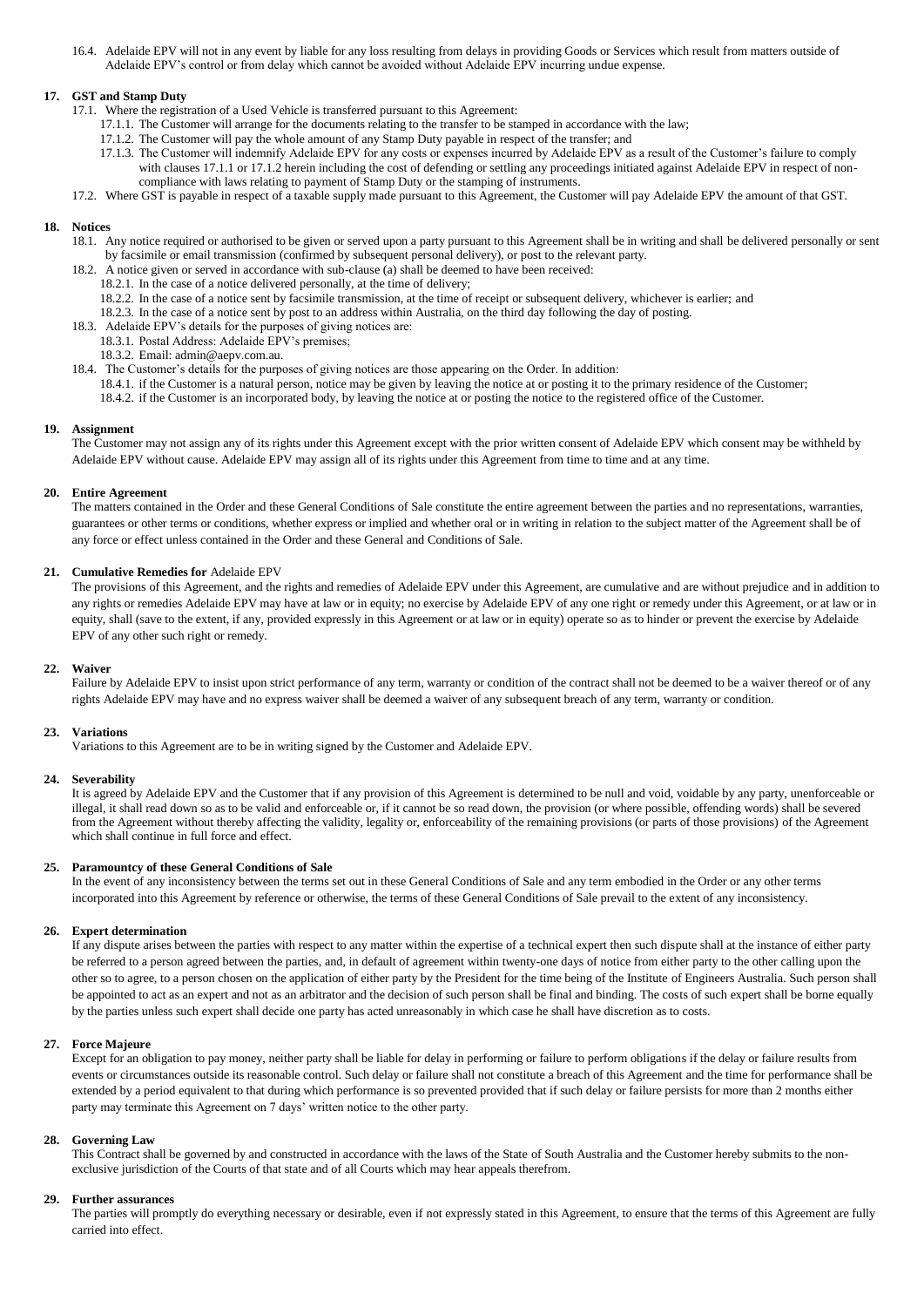16.4. Adelaide EPV will not in any event by liable for any loss resulting from delays in providing Goods or Services which result from matters outside of Adelaide EPV's control or from delay which cannot be avoided without Adelaide EPV incurring undue expense.

**17. GST and Stamp Duty**

17.1. Where the registration of a Used Vehicle is transferred pursuant to this Agreement:

17.1.1. The Customer will arrange for the documents relating to the transfer to be stamped in accordance with the law;

17.1.2. The Customer will pay the whole amount of any Stamp Duty payable in respect of the transfer; and

17.1.3. The Customer will indemnify Adelaide EPV for any costs or expenses incurred by Adelaide EPV as a result of the Customer's failure to comply with clauses 17.1.1 or 17.1.2 herein including the cost of defending or settling any proceedings initiated against Adelaide EPV in respect of non-compliance with laws relating to payment of Stamp Duty or the stamping of instruments.

17.2. Where GST is payable in respect of a taxable supply made pursuant to this Agreement, the Customer will pay Adelaide EPV the amount of that GST.

**18. Notices**

18.1. Any notice required or authorised to be given or served upon a party pursuant to this Agreement shall be in writing and shall be delivered personally or sent by facsimile or email transmission (confirmed by subsequent personal delivery), or post to the relevant party.

18.2. A notice given or served in accordance with sub-clause (a) shall be deemed to have been received:

18.2.1. In the case of a notice delivered personally, at the time of delivery;

18.2.2. In the case of a notice sent by facsimile transmission, at the time of receipt or subsequent delivery, whichever is earlier; and

18.2.3. In the case of a notice sent by post to an address within Australia, on the third day following the day of posting.

18.3. Adelaide EPV's details for the purposes of giving notices are:

18.3.1. Postal Address: Adelaide EPV's premises;

18.3.2. Email: admin@aepv.com.au.

18.4. The Customer's details for the purposes of giving notices are those appearing on the Order. In addition:

18.4.1. if the Customer is a natural person, notice may be given by leaving the notice at or posting it to the primary residence of the Customer;

18.4.2. if the Customer is an incorporated body, by leaving the notice at or posting the notice to the registered office of the Customer.

**19. Assignment**

The Customer may not assign any of its rights under this Agreement except with the prior written consent of Adelaide EPV which consent may be withheld by Adelaide EPV without cause. Adelaide EPV may assign all of its rights under this Agreement from time to time and at any time.

**20. Entire Agreement**

The matters contained in the Order and these General Conditions of Sale constitute the entire agreement between the parties and no representations, warranties, guarantees or other terms or conditions, whether express or implied and whether oral or in writing in relation to the subject matter of the Agreement shall be of any force or effect unless contained in the Order and these General and Conditions of Sale.

**21. Cumulative Remedies for** Adelaide EPV

The provisions of this Agreement, and the rights and remedies of Adelaide EPV under this Agreement, are cumulative and are without prejudice and in addition to any rights or remedies Adelaide EPV may have at law or in equity; no exercise by Adelaide EPV of any one right or remedy under this Agreement, or at law or in equity, shall (save to the extent, if any, provided expressly in this Agreement or at law or in equity) operate so as to hinder or prevent the exercise by Adelaide EPV of any other such right or remedy.

**22. Waiver**

Failure by Adelaide EPV to insist upon strict performance of any term, warranty or condition of the contract shall not be deemed to be a waiver thereof or of any rights Adelaide EPV may have and no express waiver shall be deemed a waiver of any subsequent breach of any term, warranty or condition.

**23. Variations**

Variations to this Agreement are to be in writing signed by the Customer and Adelaide EPV.

**24. Severability**

It is agreed by Adelaide EPV and the Customer that if any provision of this Agreement is determined to be null and void, voidable by any party, unenforceable or illegal, it shall read down so as to be valid and enforceable or, if it cannot be so read down, the provision (or where possible, offending words) shall be severed from the Agreement without thereby affecting the validity, legality or, enforceability of the remaining provisions (or parts of those provisions) of the Agreement which shall continue in full force and effect.

**25. Paramountcy of these General Conditions of Sale**

In the event of any inconsistency between the terms set out in these General Conditions of Sale and any term embodied in the Order or any other terms incorporated into this Agreement by reference or otherwise, the terms of these General Conditions of Sale prevail to the extent of any inconsistency.

**26. Expert determination**

If any dispute arises between the parties with respect to any matter within the expertise of a technical expert then such dispute shall at the instance of either party be referred to a person agreed between the parties, and, in default of agreement within twenty-one days of notice from either party to the other calling upon the other so to agree, to a person chosen on the application of either party by the President for the time being of the Institute of Engineers Australia. Such person shall be appointed to act as an expert and not as an arbitrator and the decision of such person shall be final and binding. The costs of such expert shall be borne equally by the parties unless such expert shall decide one party has acted unreasonably in which case he shall have discretion as to costs.

**27. Force Majeure**

Except for an obligation to pay money, neither party shall be liable for delay in performing or failure to perform obligations if the delay or failure results from events or circumstances outside its reasonable control. Such delay or failure shall not constitute a breach of this Agreement and the time for performance shall be extended by a period equivalent to that during which performance is so prevented provided that if such delay or failure persists for more than 2 months either party may terminate this Agreement on 7 days' written notice to the other party.

**28. Governing Law**

This Contract shall be governed by and constructed in accordance with the laws of the State of South Australia and the Customer hereby submits to the non-exclusive jurisdiction of the Courts of that state and of all Courts which may hear appeals therefrom.

**29. Further assurances**

The parties will promptly do everything necessary or desirable, even if not expressly stated in this Agreement, to ensure that the terms of this Agreement are fully carried into effect.